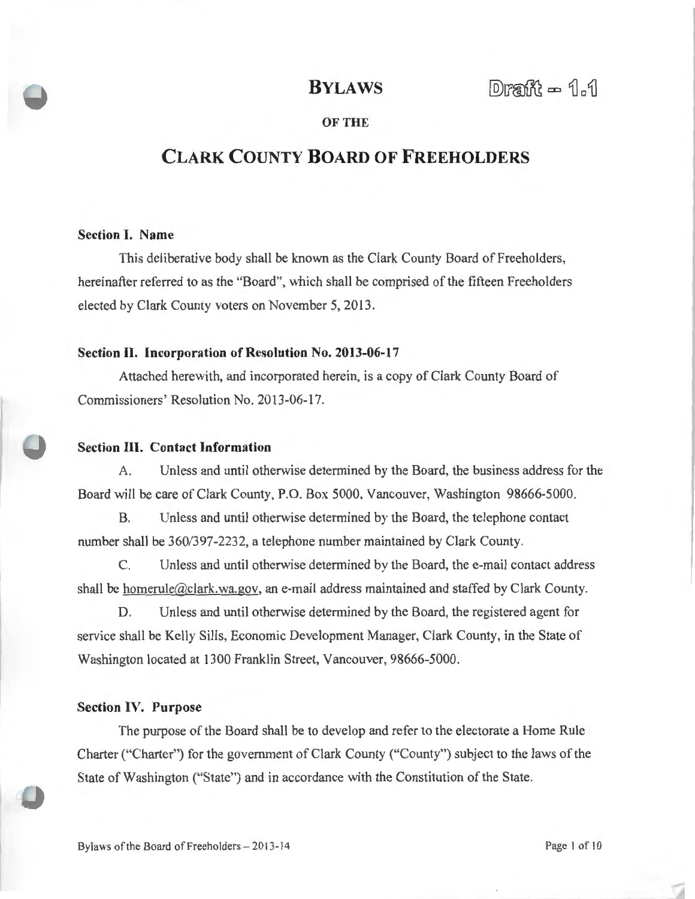# BYLAWS

Draft – 1.1

OF THE

# CLARK COUNTY BOARD OF FREEHOLDERS

**Section I. Name**

This deliberative body shall be known as the Clark County Board of Freeholders, hereinafter referred to as the "Board", which shall be comprised of the fifteen Freeholders elected by Clark County voters on November 5, 2013.

**Section II. Incorporation of Resolution No. 2013-06-17**

Attached herewith, and incorporated herein, is a copy of Clark County Board of Commissioners' Resolution No. 2013-06-17.

**Section III. Contact Information**

A. Unless and until otherwise determined by the Board, the business address for the Board will be care of Clark County, P.O. Box 5000, Vancouver, Washington 98666-5000.

B. Unless and until otherwise determined by the Board, the telephone contact number shall be 360/397-2232, a telephone number maintained by Clark County.

C. Unless and until otherwise determined by the Board, the e-mail contact address shall be homerule@clark.wa.gov, an e-mail address maintained and staffed by Clark County.

D. Unless and until otherwise determined by the Board, the registered agent for service shall be Kelly Sills, Economic Development Manager, Clark County, in the State of Washington located at 1300 Franklin Street, Vancouver, 98666-5000.

**Section IV. Purpose**

The purpose of the Board shall be to develop and refer to the electorate a Home Rule Charter ("Charter") for the government of Clark County ("County") subject to the laws of the State of Washington ("State") and in accordance with the Constitution of the State.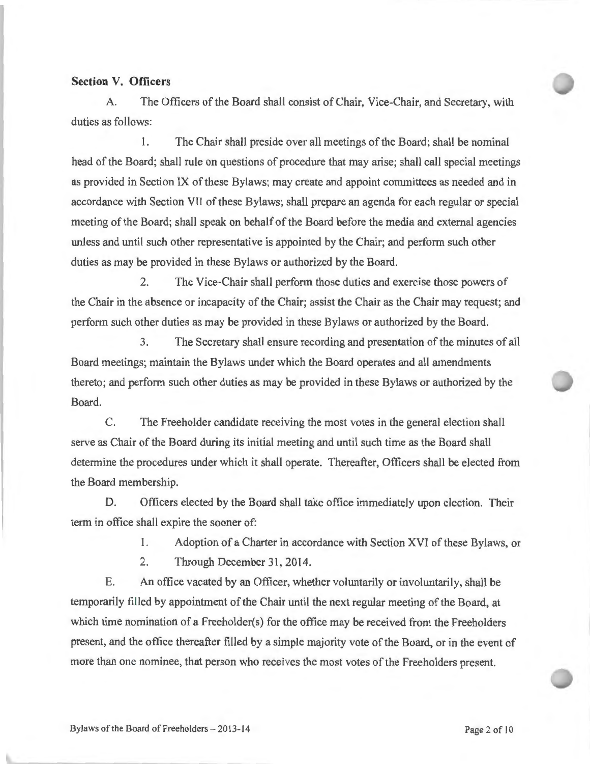**Section V. Officers**

A. The Officers of the Board shall consist of Chair, Vice-Chair, and Secretary, with duties as follows:

1. The Chair shall preside over all meetings of the Board; shall be nominal head of the Board; shall rule on questions of procedure that may arise; shall call special meetings as provided in Section IX of these Bylaws; may create and appoint committees as needed and in accordance with Section VII of these Bylaws; shall prepare an agenda for each regular or special meeting of the Board; shall speak on behalf of the Board before the media and external agencies unless and until such other representative is appointed by the Chair; and perform such other duties as may be provided in these Bylaws or authorized by the Board.

2. The Vice-Chair shall perform those duties and exercise those powers of the Chair in the absence or incapacity of the Chair; assist the Chair as the Chair may request; and perform such other duties as may be provided in these Bylaws or authorized by the Board.

3. The Secretary shall ensure recording and presentation of the minutes of all Board meetings; maintain the Bylaws under which the Board operates and all amendments thereto; and perform such other duties as may be provided in these Bylaws or authorized by the Board.

C. The Freeholder candidate receiving the most votes in the general election shall serve as Chair of the Board during its initial meeting and until such time as the Board shall determine the procedures under which it shall operate. Thereafter, Officers shall be elected from the Board membership.

D. Officers elected by the Board shall take office immediately upon election. Their term in office shall expire the sooner of:

1. Adoption of a Charter in accordance with Section XVI of these Bylaws, or
2. Through December 31, 2014.

E. An office vacated by an Officer, whether voluntarily or involuntarily, shall be temporarily filled by appointment of the Chair until the next regular meeting of the Board, at which time nomination of a Freeholder(s) for the office may be received from the Freeholders present, and the office thereafter filled by a simple majority vote of the Board, or in the event of more than one nominee, that person who receives the most votes of the Freeholders present.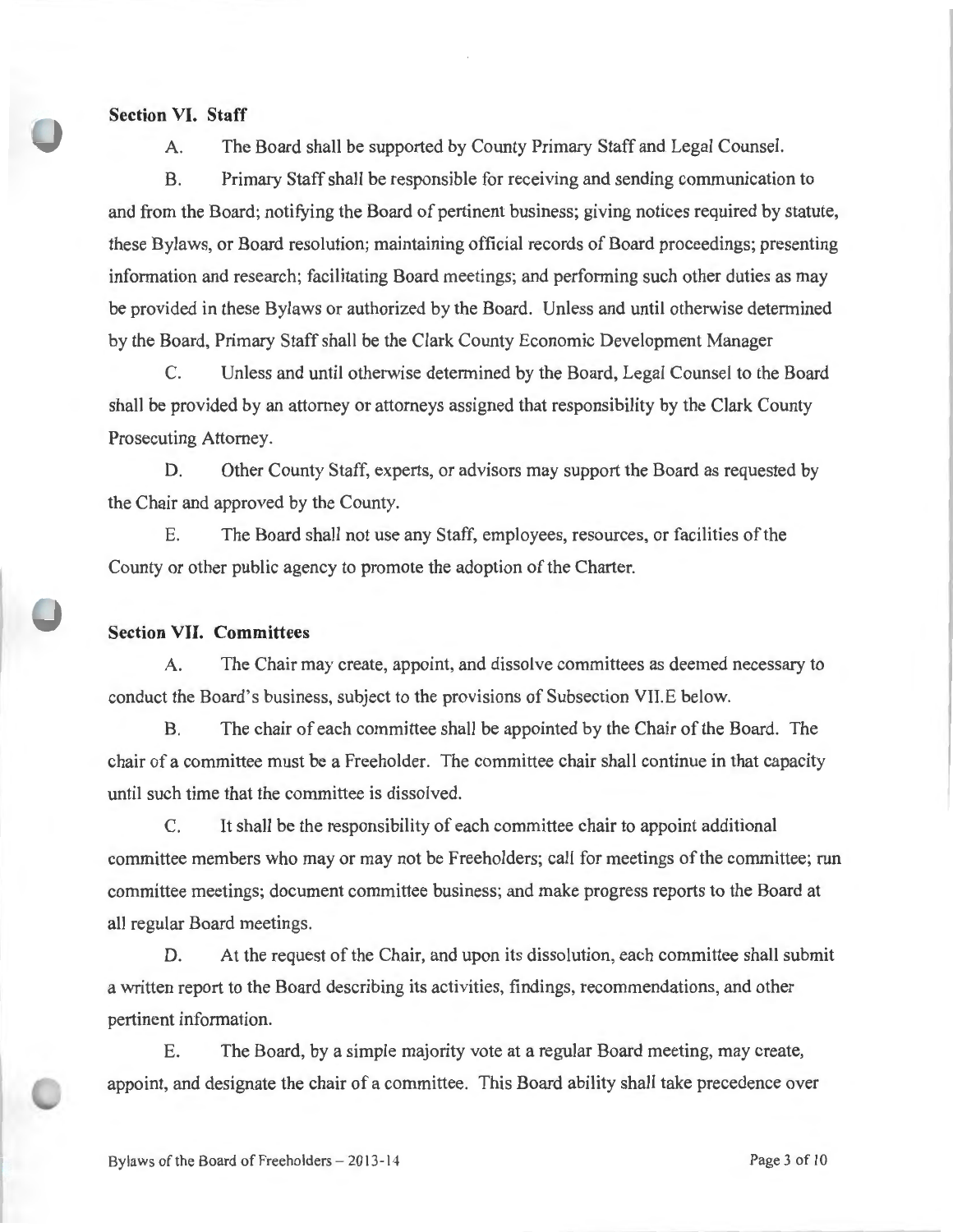**Section VI. Staff**

A. The Board shall be supported by County Primary Staff and Legal Counsel.

B. Primary Staff shall be responsible for receiving and sending communication to and from the Board; notifying the Board of pertinent business; giving notices required by statute, these Bylaws, or Board resolution; maintaining official records of Board proceedings; presenting information and research; facilitating Board meetings; and performing such other duties as may be provided in these Bylaws or authorized by the Board. Unless and until otherwise determined by the Board, Primary Staff shall be the Clark County Economic Development Manager

C. Unless and until otherwise determined by the Board, Legal Counsel to the Board shall be provided by an attorney or attorneys assigned that responsibility by the Clark County Prosecuting Attorney.

D. Other County Staff, experts, or advisors may support the Board as requested by the Chair and approved by the County.

E. The Board shall not use any Staff, employees, resources, or facilities of the County or other public agency to promote the adoption of the Charter.

**Section VII. Committees**

A. The Chair may create, appoint, and dissolve committees as deemed necessary to conduct the Board's business, subject to the provisions of Subsection VII.E below.

B. The chair of each committee shall be appointed by the Chair of the Board. The chair of a committee must be a Freeholder. The committee chair shall continue in that capacity until such time that the committee is dissolved.

C. It shall be the responsibility of each committee chair to appoint additional committee members who may or may not be Freeholders; call for meetings of the committee; run committee meetings; document committee business; and make progress reports to the Board at all regular Board meetings.

D. At the request of the Chair, and upon its dissolution, each committee shall submit a written report to the Board describing its activities, findings, recommendations, and other pertinent information.

E. The Board, by a simple majority vote at a regular Board meeting, may create, appoint, and designate the chair of a committee. This Board ability shall take precedence over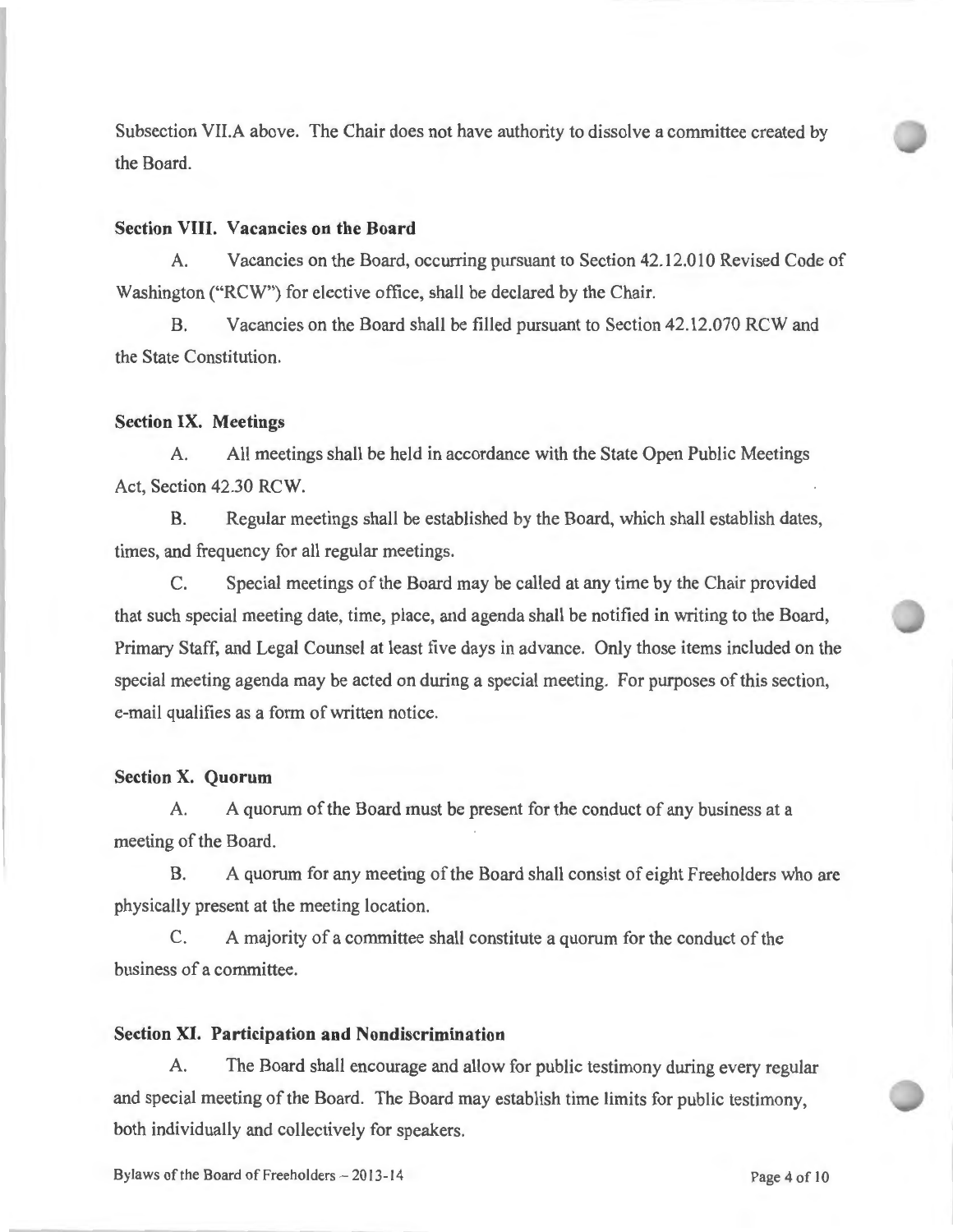Subsection VII.A above. The Chair does not have authority to dissolve a committee created by the Board.

### Section VIII. Vacancies on the Board

A. Vacancies on the Board, occurring pursuant to Section 42.12.010 Revised Code of Washington ("RCW") for elective office, shall be declared by the Chair.

B. Vacancies on the Board shall be filled pursuant to Section 42.12.070 RCW and the State Constitution.

### Section IX. Meetings

A. All meetings shall be held in accordance with the State Open Public Meetings Act, Section 42.30 RCW.

B. Regular meetings shall be established by the Board, which shall establish dates, times, and frequency for all regular meetings.

C. Special meetings of the Board may be called at any time by the Chair provided that such special meeting date, time, place, and agenda shall be notified in writing to the Board, Primary Staff, and Legal Counsel at least five days in advance. Only those items included on the special meeting agenda may be acted on during a special meeting. For purposes of this section, e-mail qualifies as a form of written notice.

### Section X. Quorum

A. A quorum of the Board must be present for the conduct of any business at a meeting of the Board.

B. A quorum for any meeting of the Board shall consist of eight Freeholders who are physically present at the meeting location.

C. A majority of a committee shall constitute a quorum for the conduct of the business of a committee.

### Section XI. Participation and Nondiscrimination

A. The Board shall encourage and allow for public testimony during every regular and special meeting of the Board. The Board may establish time limits for public testimony, both individually and collectively for speakers.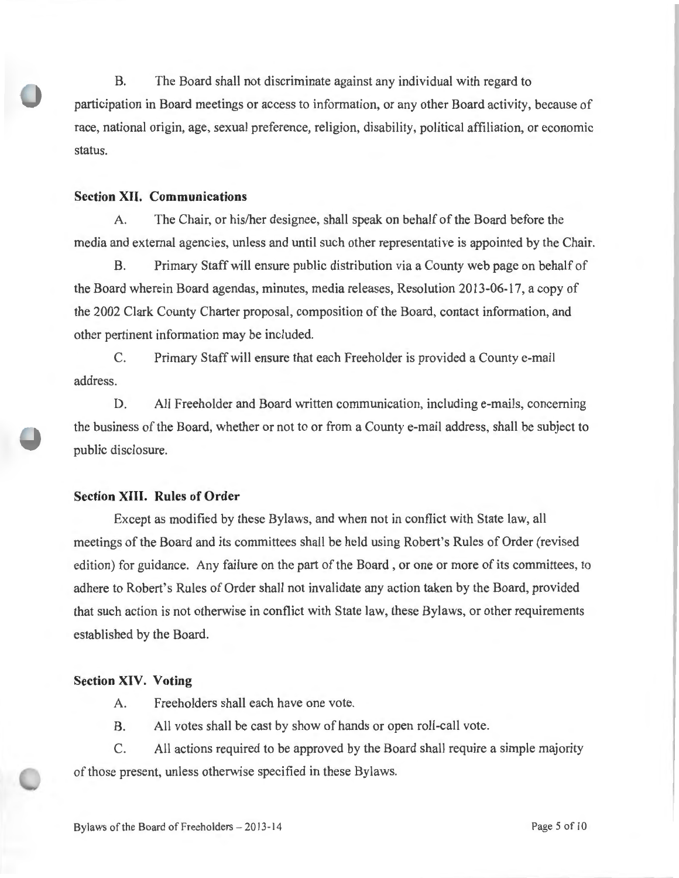B. The Board shall not discriminate against any individual with regard to participation in Board meetings or access to information, or any other Board activity, because of race, national origin, age, sexual preference, religion, disability, political affiliation, or economic status.

**Section XII. Communications**

A. The Chair, or his/her designee, shall speak on behalf of the Board before the media and external agencies, unless and until such other representative is appointed by the Chair.

B. Primary Staff will ensure public distribution via a County web page on behalf of the Board wherein Board agendas, minutes, media releases, Resolution 2013-06-17, a copy of the 2002 Clark County Charter proposal, composition of the Board, contact information, and other pertinent information may be included.

C. Primary Staff will ensure that each Freeholder is provided a County e-mail address.

D. All Freeholder and Board written communication, including e-mails, concerning the business of the Board, whether or not to or from a County e-mail address, shall be subject to public disclosure.

**Section XIII. Rules of Order**

Except as modified by these Bylaws, and when not in conflict with State law, all meetings of the Board and its committees shall be held using Robert's Rules of Order (revised edition) for guidance. Any failure on the part of the Board , or one or more of its committees, to adhere to Robert's Rules of Order shall not invalidate any action taken by the Board, provided that such action is not otherwise in conflict with State law, these Bylaws, or other requirements established by the Board.

**Section XIV. Voting**

A. Freeholders shall each have one vote.

B. All votes shall be cast by show of hands or open roll-call vote.

C. All actions required to be approved by the Board shall require a simple majority of those present, unless otherwise specified in these Bylaws.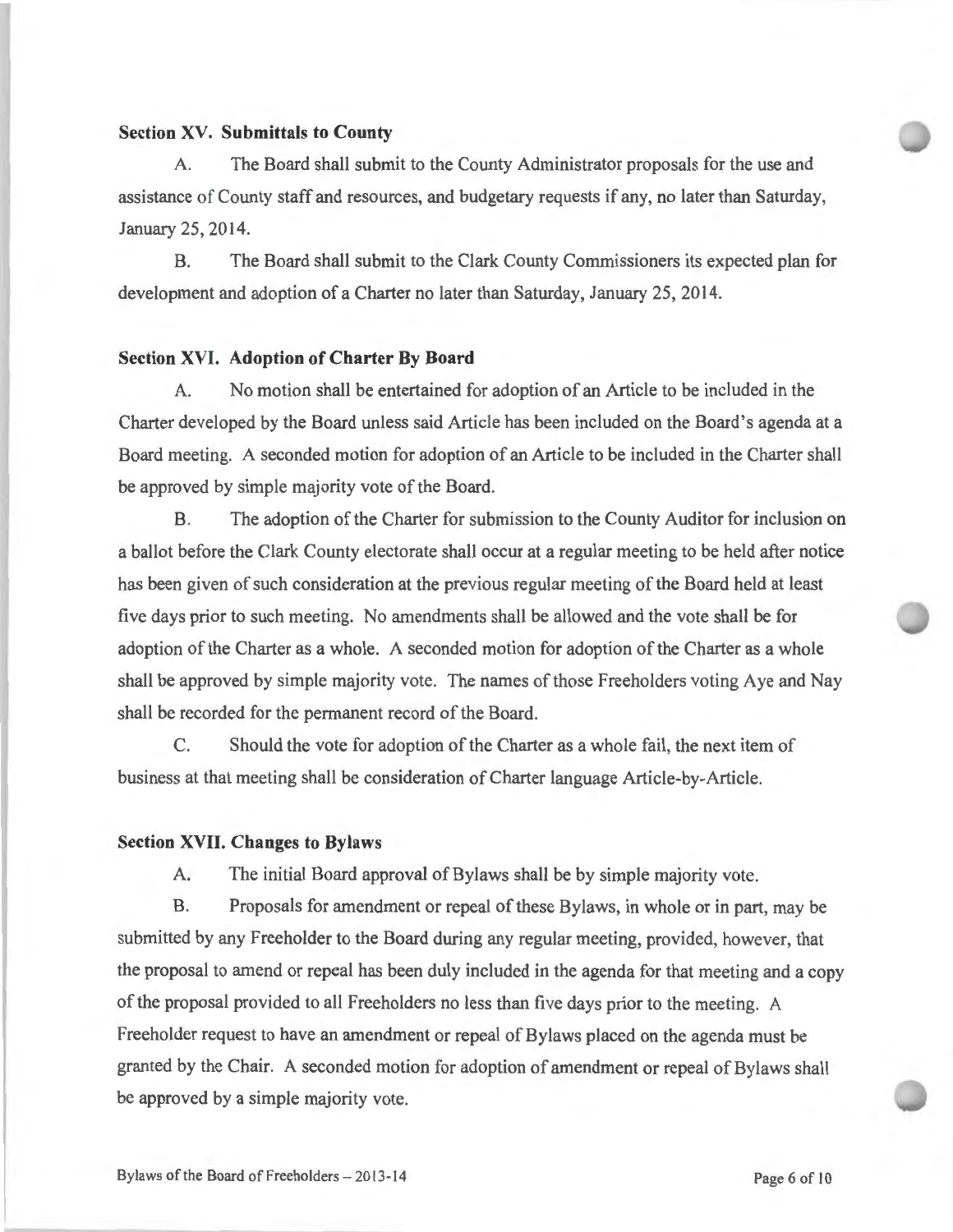### Section XV. Submittals to County

A. The Board shall submit to the County Administrator proposals for the use and assistance of County staff and resources, and budgetary requests if any, no later than Saturday, January 25, 2014.

B. The Board shall submit to the Clark County Commissioners its expected plan for development and adoption of a Charter no later than Saturday, January 25, 2014.

### Section XVI. Adoption of Charter By Board

A. No motion shall be entertained for adoption of an Article to be included in the Charter developed by the Board unless said Article has been included on the Board's agenda at a Board meeting. A seconded motion for adoption of an Article to be included in the Charter shall be approved by simple majority vote of the Board.

B. The adoption of the Charter for submission to the County Auditor for inclusion on a ballot before the Clark County electorate shall occur at a regular meeting to be held after notice has been given of such consideration at the previous regular meeting of the Board held at least five days prior to such meeting. No amendments shall be allowed and the vote shall be for adoption of the Charter as a whole. A seconded motion for adoption of the Charter as a whole shall be approved by simple majority vote. The names of those Freeholders voting Aye and Nay shall be recorded for the permanent record of the Board.

C. Should the vote for adoption of the Charter as a whole fail, the next item of business at that meeting shall be consideration of Charter language Article-by-Article.

### Section XVII. Changes to Bylaws

A. The initial Board approval of Bylaws shall be by simple majority vote.

B. Proposals for amendment or repeal of these Bylaws, in whole or in part, may be submitted by any Freeholder to the Board during any regular meeting, provided, however, that the proposal to amend or repeal has been duly included in the agenda for that meeting and a copy of the proposal provided to all Freeholders no less than five days prior to the meeting. A Freeholder request to have an amendment or repeal of Bylaws placed on the agenda must be granted by the Chair. A seconded motion for adoption of amendment or repeal of Bylaws shall be approved by a simple majority vote.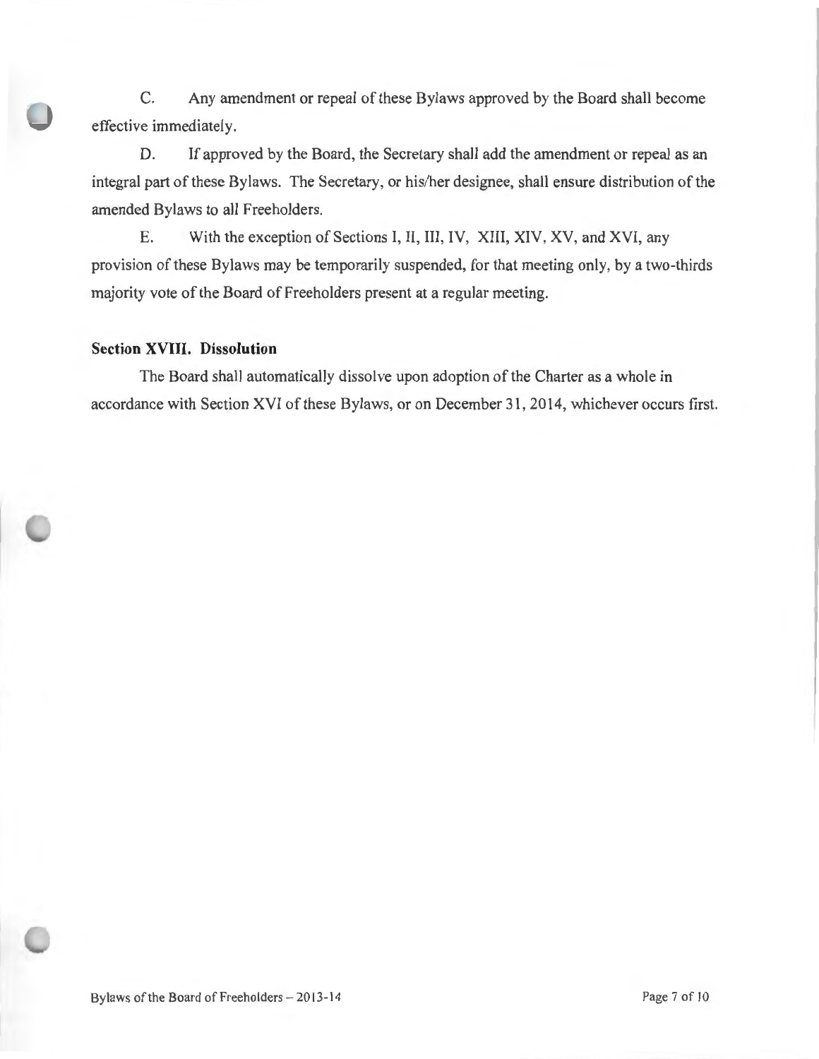C. Any amendment or repeal of these Bylaws approved by the Board shall become effective immediately.

D. If approved by the Board, the Secretary shall add the amendment or repeal as an integral part of these Bylaws. The Secretary, or his/her designee, shall ensure distribution of the amended Bylaws to all Freeholders.

E. With the exception of Sections I, II, III, IV, XIII, XIV, XV, and XVI, any provision of these Bylaws may be temporarily suspended, for that meeting only, by a two-thirds majority vote of the Board of Freeholders present at a regular meeting.

**Section XVIII. Dissolution**

The Board shall automatically dissolve upon adoption of the Charter as a whole in accordance with Section XVI of these Bylaws, or on December 31, 2014, whichever occurs first.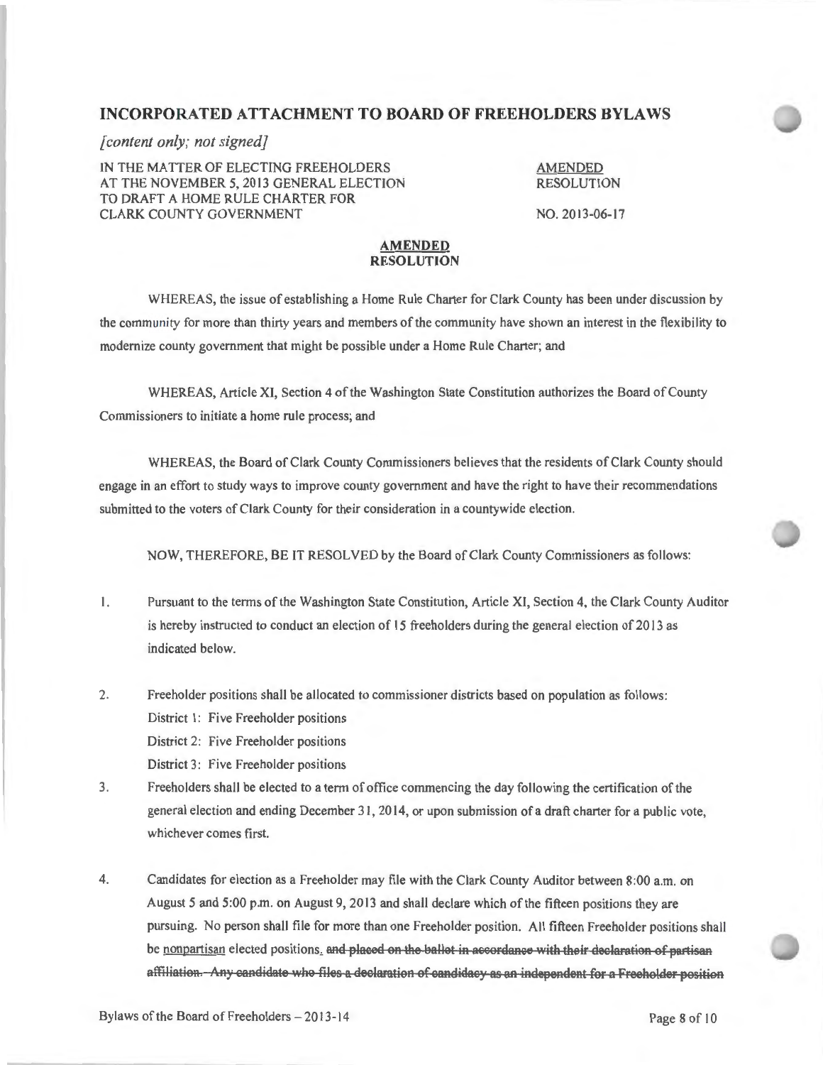## INCORPORATED ATTACHMENT TO BOARD OF FREEHOLDERS BYLAWS

*[content only; not signed]*

IN THE MATTER OF ELECTING FREEHOLDERS AT THE NOVEMBER 5, 2013 GENERAL ELECTION TO DRAFT A HOME RULE CHARTER FOR CLARK COUNTY GOVERNMENT

AMENDED RESOLUTION

NO. 2013-06-17

**AMENDED RESOLUTION**

WHEREAS, the issue of establishing a Home Rule Charter for Clark County has been under discussion by the community for more than thirty years and members of the community have shown an interest in the flexibility to modernize county government that might be possible under a Home Rule Charter; and

WHEREAS, Article XI, Section 4 of the Washington State Constitution authorizes the Board of County Commissioners to initiate a home rule process; and

WHEREAS, the Board of Clark County Commissioners believes that the residents of Clark County should engage in an effort to study ways to improve county government and have the right to have their recommendations submitted to the voters of Clark County for their consideration in a countywide election.

NOW, THEREFORE, BE IT RESOLVED by the Board of Clark County Commissioners as follows:

1. Pursuant to the terms of the Washington State Constitution, Article XI, Section 4, the Clark County Auditor is hereby instructed to conduct an election of 15 freeholders during the general election of 2013 as indicated below.

2. Freeholder positions shall be allocated to commissioner districts based on population as follows:
   District 1: Five Freeholder positions
   District 2: Five Freeholder positions
   District 3: Five Freeholder positions

3. Freeholders shall be elected to a term of office commencing the day following the certification of the general election and ending December 31, 2014, or upon submission of a draft charter for a public vote, whichever comes first.

4. Candidates for election as a Freeholder may file with the Clark County Auditor between 8:00 a.m. on August 5 and 5:00 p.m. on August 9, 2013 and shall declare which of the fifteen positions they are pursuing. No person shall file for more than one Freeholder position. All fifteen Freeholder positions shall be nonpartisan elected positions. ~~and placed on the ballot in accordance with their declaration of partisan affiliation. Any candidate who files a declaration of candidacy as an independent for a Freeholder position~~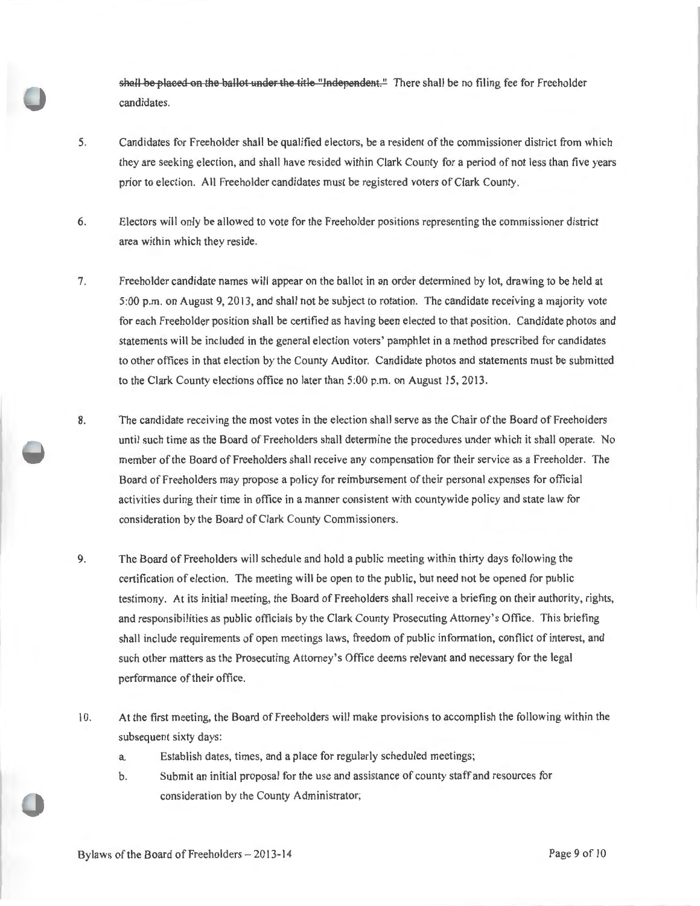~~shall be placed on the ballot under the title "Independent."~~ There shall be no filing fee for Freeholder candidates.

5. Candidates for Freeholder shall be qualified electors, be a resident of the commissioner district from which they are seeking election, and shall have resided within Clark County for a period of not less than five years prior to election. All Freeholder candidates must be registered voters of Clark County.

6. Electors will only be allowed to vote for the Freeholder positions representing the commissioner district area within which they reside.

7. Freeholder candidate names will appear on the ballot in an order determined by lot, drawing to be held at 5:00 p.m. on August 9, 2013, and shall not be subject to rotation. The candidate receiving a majority vote for each Freeholder position shall be certified as having been elected to that position. Candidate photos and statements will be included in the general election voters' pamphlet in a method prescribed for candidates to other offices in that election by the County Auditor. Candidate photos and statements must be submitted to the Clark County elections office no later than 5:00 p.m. on August 15, 2013.

8. The candidate receiving the most votes in the election shall serve as the Chair of the Board of Freeholders until such time as the Board of Freeholders shall determine the procedures under which it shall operate. No member of the Board of Freeholders shall receive any compensation for their service as a Freeholder. The Board of Freeholders may propose a policy for reimbursement of their personal expenses for official activities during their time in office in a manner consistent with countywide policy and state law for consideration by the Board of Clark County Commissioners.

9. The Board of Freeholders will schedule and hold a public meeting within thirty days following the certification of election. The meeting will be open to the public, but need not be opened for public testimony. At its initial meeting, the Board of Freeholders shall receive a briefing on their authority, rights, and responsibilities as public officials by the Clark County Prosecuting Attorney's Office. This briefing shall include requirements of open meetings laws, freedom of public information, conflict of interest, and such other matters as the Prosecuting Attorney's Office deems relevant and necessary for the legal performance of their office.

10. At the first meeting, the Board of Freeholders will make provisions to accomplish the following within the subsequent sixty days:
    a. Establish dates, times, and a place for regularly scheduled meetings;
    b. Submit an initial proposal for the use and assistance of county staff and resources for consideration by the County Administrator;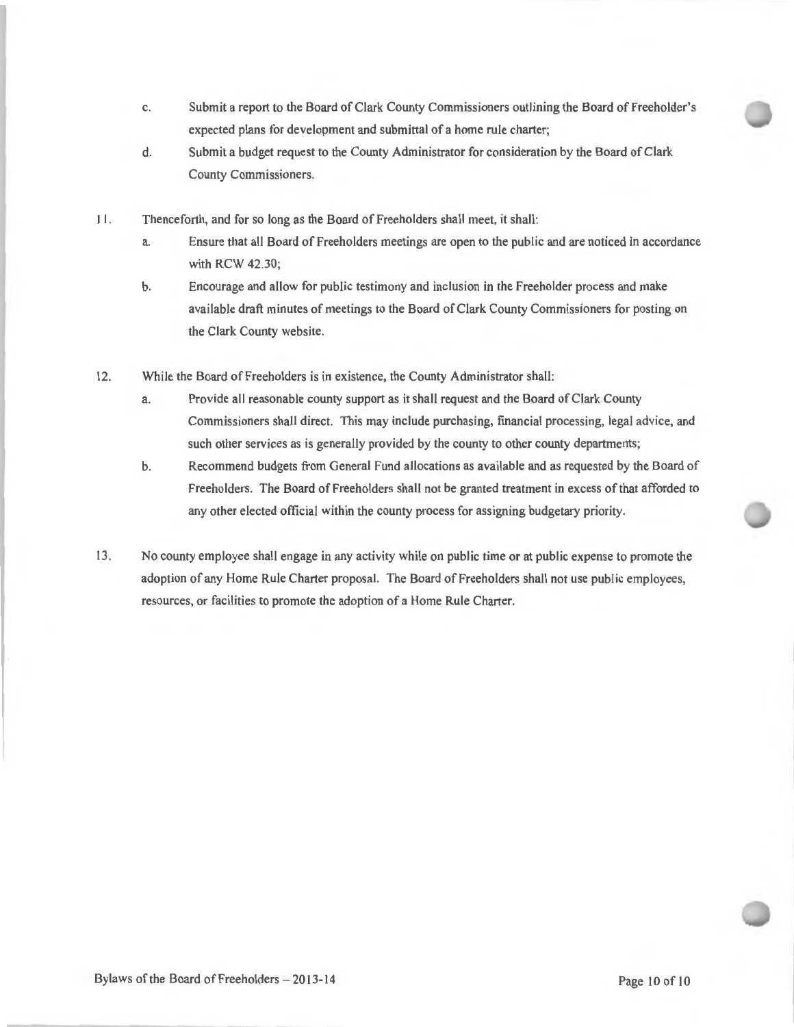c. Submit a report to the Board of Clark County Commissioners outlining the Board of Freeholder's expected plans for development and submittal of a home rule charter;

d. Submit a budget request to the County Administrator for consideration by the Board of Clark County Commissioners.

11. Thenceforth, and for so long as the Board of Freeholders shall meet, it shall:

    a. Ensure that all Board of Freeholders meetings are open to the public and are noticed in accordance with RCW 42.30;

    b. Encourage and allow for public testimony and inclusion in the Freeholder process and make available draft minutes of meetings to the Board of Clark County Commissioners for posting on the Clark County website.

12. While the Board of Freeholders is in existence, the County Administrator shall:

    a. Provide all reasonable county support as it shall request and the Board of Clark County Commissioners shall direct. This may include purchasing, financial processing, legal advice, and such other services as is generally provided by the county to other county departments;

    b. Recommend budgets from General Fund allocations as available and as requested by the Board of Freeholders. The Board of Freeholders shall not be granted treatment in excess of that afforded to any other elected official within the county process for assigning budgetary priority.

13. No county employee shall engage in any activity while on public time or at public expense to promote the adoption of any Home Rule Charter proposal. The Board of Freeholders shall not use public employees, resources, or facilities to promote the adoption of a Home Rule Charter.